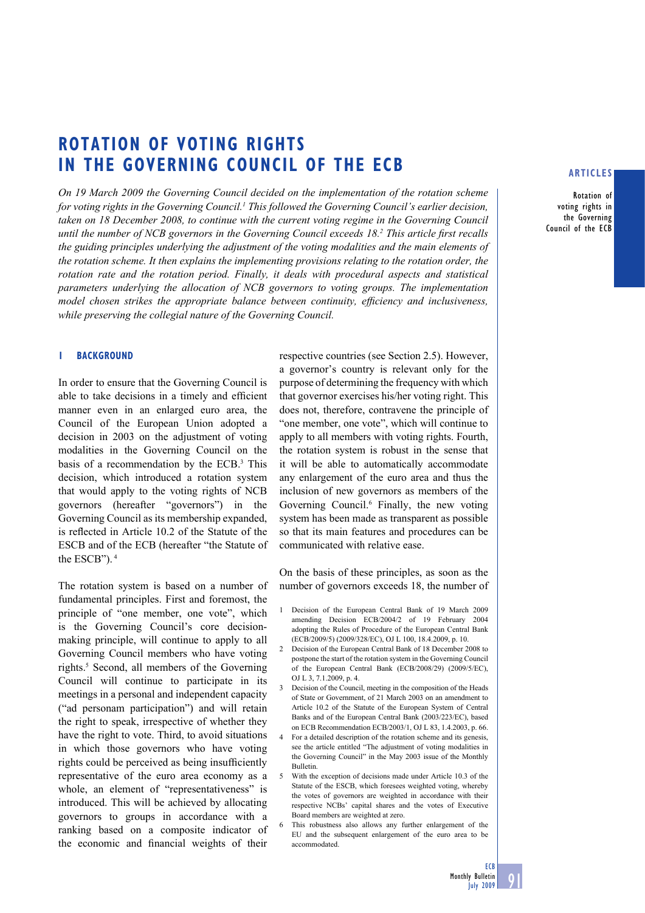# ROTATION OF VOTING RIGHTS IN THE GOVERNING COUNCIL OF THE ECB

*On 19 March 2009 the Governing Council decided on the implementation of the rotation scheme for voting rights in the Governing Council.[1] This followed the Governing Council's earlier decision, taken on 18 December 2008, to continue with the current voting regime in the Governing Council until the number of NCB governors in the Governing Council exceeds 18.[2] This article first recalls the guiding principles underlying the adjustment of the voting modalities and the main elements of the rotation scheme. It then explains the implementing provisions relating to the rotation order, the rotation rate and the rotation period. Finally, it deals with procedural aspects and statistical parameters underlying the allocation of NCB governors to voting groups. The implementation model chosen strikes the appropriate balance between continuity, efficiency and inclusiveness, while preserving the collegial nature of the Governing Council.*

## 1 BACKGROUND

In order to ensure that the Governing Council is able to take decisions in a timely and efficient manner even in an enlarged euro area, the Council of the European Union adopted a decision in 2003 on the adjustment of voting modalities in the Governing Council on the basis of a recommendation by the ECB.[3] This decision, which introduced a rotation system that would apply to the voting rights of NCB governors (hereafter "governors") in the Governing Council as its membership expanded, is reflected in Article 10.2 of the Statute of the ESCB and of the ECB (hereafter "the Statute of the ESCB").[4]

The rotation system is based on a number of fundamental principles. First and foremost, the principle of "one member, one vote", which is the Governing Council's core decision-making principle, will continue to apply to all Governing Council members who have voting rights.[5] Second, all members of the Governing Council will continue to participate in its meetings in a personal and independent capacity ("ad personam participation") and will retain the right to speak, irrespective of whether they have the right to vote. Third, to avoid situations in which those governors who have voting rights could be perceived as being insufficiently representative of the euro area economy as a whole, an element of "representativeness" is introduced. This will be achieved by allocating governors to groups in accordance with a ranking based on a composite indicator of the economic and financial weights of their respective countries (see Section 2.5). However, a governor's country is relevant only for the purpose of determining the frequency with which that governor exercises his/her voting right. This does not, therefore, contravene the principle of "one member, one vote", which will continue to apply to all members with voting rights. Fourth, the rotation system is robust in the sense that it will be able to automatically accommodate any enlargement of the euro area and thus the inclusion of new governors as members of the Governing Council.[6] Finally, the new voting system has been made as transparent as possible so that its main features and procedures can be communicated with relative ease.

On the basis of these principles, as soon as the number of governors exceeds 18, the number of

1 Decision of the European Central Bank of 19 March 2009 amending Decision ECB/2004/2 of 19 February 2004 adopting the Rules of Procedure of the European Central Bank (ECB/2009/5) (2009/328/EC), OJ L 100, 18.4.2009, p. 10.

2 Decision of the European Central Bank of 18 December 2008 to postpone the start of the rotation system in the Governing Council of the European Central Bank (ECB/2008/29) (2009/5/EC), OJ L 3, 7.1.2009, p. 4.

3 Decision of the Council, meeting in the composition of the Heads of State or Government, of 21 March 2003 on an amendment to Article 10.2 of the Statute of the European System of Central Banks and of the European Central Bank (2003/223/EC), based on ECB Recommendation ECB/2003/1, OJ L 83, 1.4.2003, p. 66.

4 For a detailed description of the rotation scheme and its genesis, see the article entitled "The adjustment of voting modalities in the Governing Council" in the May 2003 issue of the Monthly Bulletin.

5 With the exception of decisions made under Article 10.3 of the Statute of the ESCB, which foresees weighted voting, whereby the votes of governors are weighted in accordance with their respective NCBs' capital shares and the votes of Executive Board members are weighted at zero.

6 This robustness also allows any further enlargement of the EU and the subsequent enlargement of the euro area to be accommodated.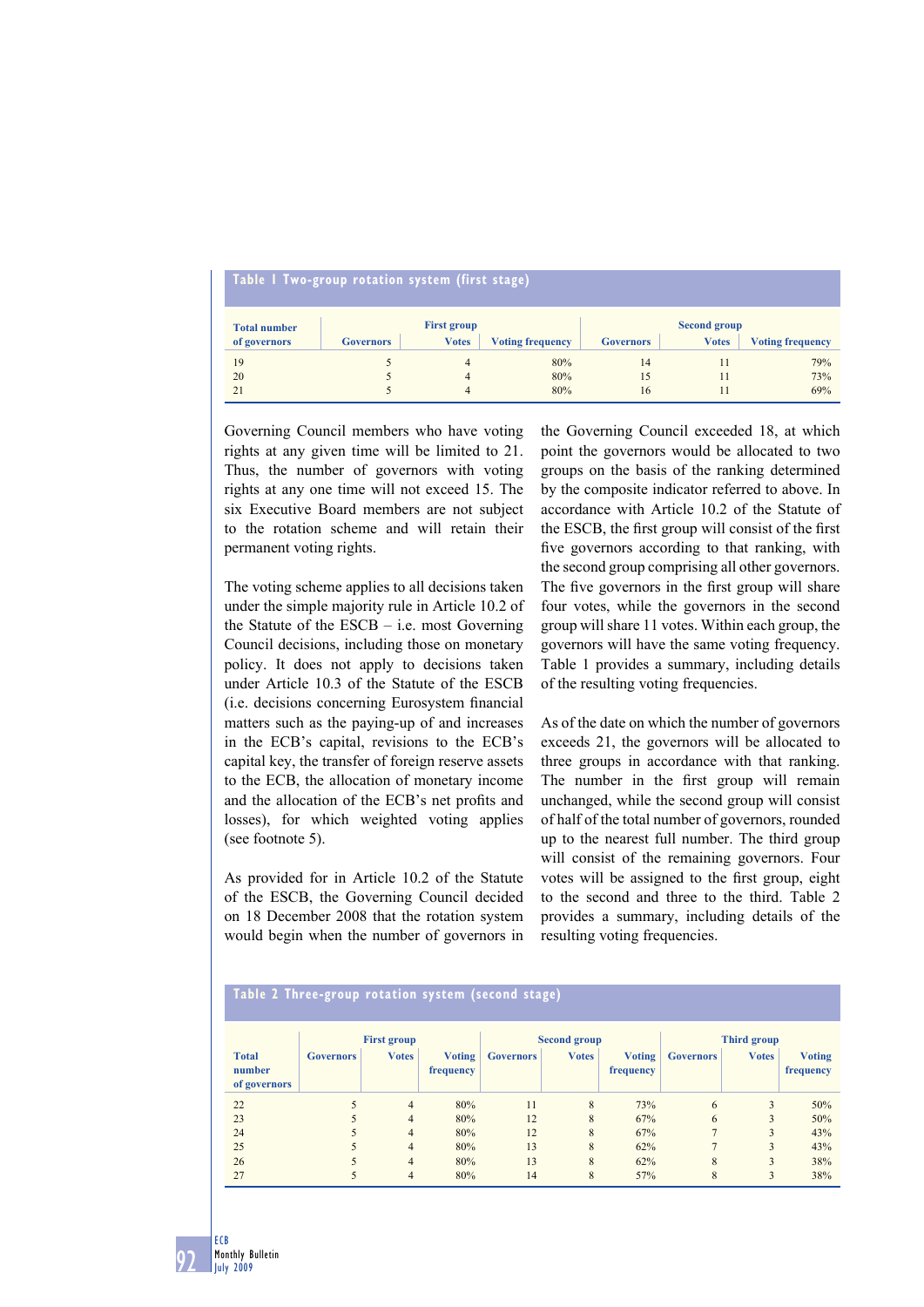**Table 1 Two-group rotation system (first stage)**

| Total number of governors | First group | | | Second group | | |
|---|---|---|---|---|---|---|
| | Governors | Votes | Voting frequency | Governors | Votes | Voting frequency |
| 19 | 5 | 4 | 80% | 14 | 11 | 79% |
| 20 | 5 | 4 | 80% | 15 | 11 | 73% |
| 21 | 5 | 4 | 80% | 16 | 11 | 69% |

Governing Council members who have voting rights at any given time will be limited to 21. Thus, the number of governors with voting rights at any one time will not exceed 15. The six Executive Board members are not subject to the rotation scheme and will retain their permanent voting rights.

The voting scheme applies to all decisions taken under the simple majority rule in Article 10.2 of the Statute of the ESCB – i.e. most Governing Council decisions, including those on monetary policy. It does not apply to decisions taken under Article 10.3 of the Statute of the ESCB (i.e. decisions concerning Eurosystem financial matters such as the paying-up of and increases in the ECB's capital, revisions to the ECB's capital key, the transfer of foreign reserve assets to the ECB, the allocation of monetary income and the allocation of the ECB's net profits and losses), for which weighted voting applies (see footnote 5).

As provided for in Article 10.2 of the Statute of the ESCB, the Governing Council decided on 18 December 2008 that the rotation system would begin when the number of governors in the Governing Council exceeded 18, at which point the governors would be allocated to two groups on the basis of the ranking determined by the composite indicator referred to above. In accordance with Article 10.2 of the Statute of the ESCB, the first group will consist of the first five governors according to that ranking, with the second group comprising all other governors. The five governors in the first group will share four votes, while the governors in the second group will share 11 votes. Within each group, the governors will have the same voting frequency. Table 1 provides a summary, including details of the resulting voting frequencies.

As of the date on which the number of governors exceeds 21, the governors will be allocated to three groups in accordance with that ranking. The number in the first group will remain unchanged, while the second group will consist of half of the total number of governors, rounded up to the nearest full number. The third group will consist of the remaining governors. Four votes will be assigned to the first group, eight to the second and three to the third. Table 2 provides a summary, including details of the resulting voting frequencies.

**Table 2 Three-group rotation system (second stage)**

| Total number of governors | First group | | | Second group | | | Third group | | |
|---|---|---|---|---|---|---|---|---|---|
| | Governors | Votes | Voting frequency | Governors | Votes | Voting frequency | Governors | Votes | Voting frequency |
| 22 | 5 | 4 | 80% | 11 | 8 | 73% | 6 | 3 | 50% |
| 23 | 5 | 4 | 80% | 12 | 8 | 67% | 6 | 3 | 50% |
| 24 | 5 | 4 | 80% | 12 | 8 | 67% | 7 | 3 | 43% |
| 25 | 5 | 4 | 80% | 13 | 8 | 62% | 7 | 3 | 43% |
| 26 | 5 | 4 | 80% | 13 | 8 | 62% | 8 | 3 | 38% |
| 27 | 5 | 4 | 80% | 14 | 8 | 57% | 8 | 3 | 38% |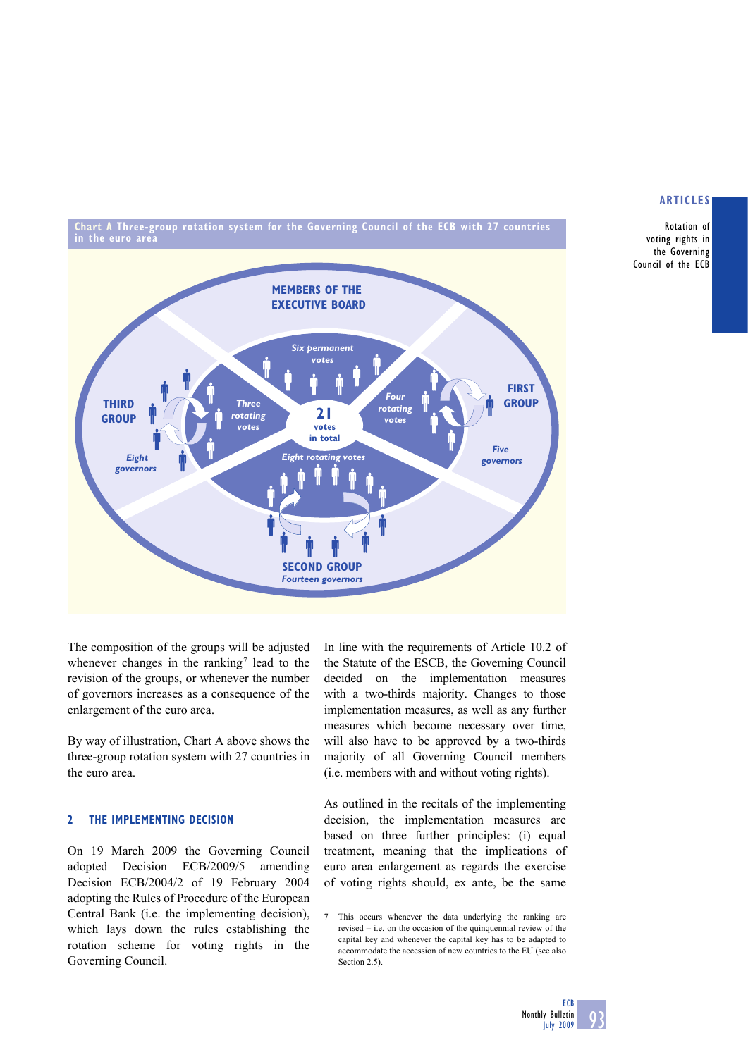**Chart A Three-group rotation system for the Governing Council of the ECB with 27 countries in the euro area**

MEMBERS OF THE EXECUTIVE BOARD

Six permanent votes

FIRST GROUP

Four rotating votes

Five governors

SECOND GROUP

Eight rotating votes

Fourteen governors

THIRD GROUP

Three rotating votes

Eight governors

21 votes in total

The composition of the groups will be adjusted whenever changes in the ranking[7] lead to the revision of the groups, or whenever the number of governors increases as a consequence of the enlargement of the euro area.

By way of illustration, Chart A above shows the three-group rotation system with 27 countries in the euro area.

## 2 THE IMPLEMENTING DECISION

On 19 March 2009 the Governing Council adopted Decision ECB/2009/5 amending Decision ECB/2004/2 of 19 February 2004 adopting the Rules of Procedure of the European Central Bank (i.e. the implementing decision), which lays down the rules establishing the rotation scheme for voting rights in the Governing Council.

In line with the requirements of Article 10.2 of the Statute of the ESCB, the Governing Council decided on the implementation measures with a two-thirds majority. Changes to those implementation measures, as well as any further measures which become necessary over time, will also have to be approved by a two-thirds majority of all Governing Council members (i.e. members with and without voting rights).

As outlined in the recitals of the implementing decision, the implementation measures are based on three further principles: (i) equal treatment, meaning that the implications of euro area enlargement as regards the exercise of voting rights should, ex ante, be the same

7 This occurs whenever the data underlying the ranking are revised – i.e. on the occasion of the quinquennial review of the capital key and whenever the capital key has to be adapted to accommodate the accession of new countries to the EU (see also Section 2.5).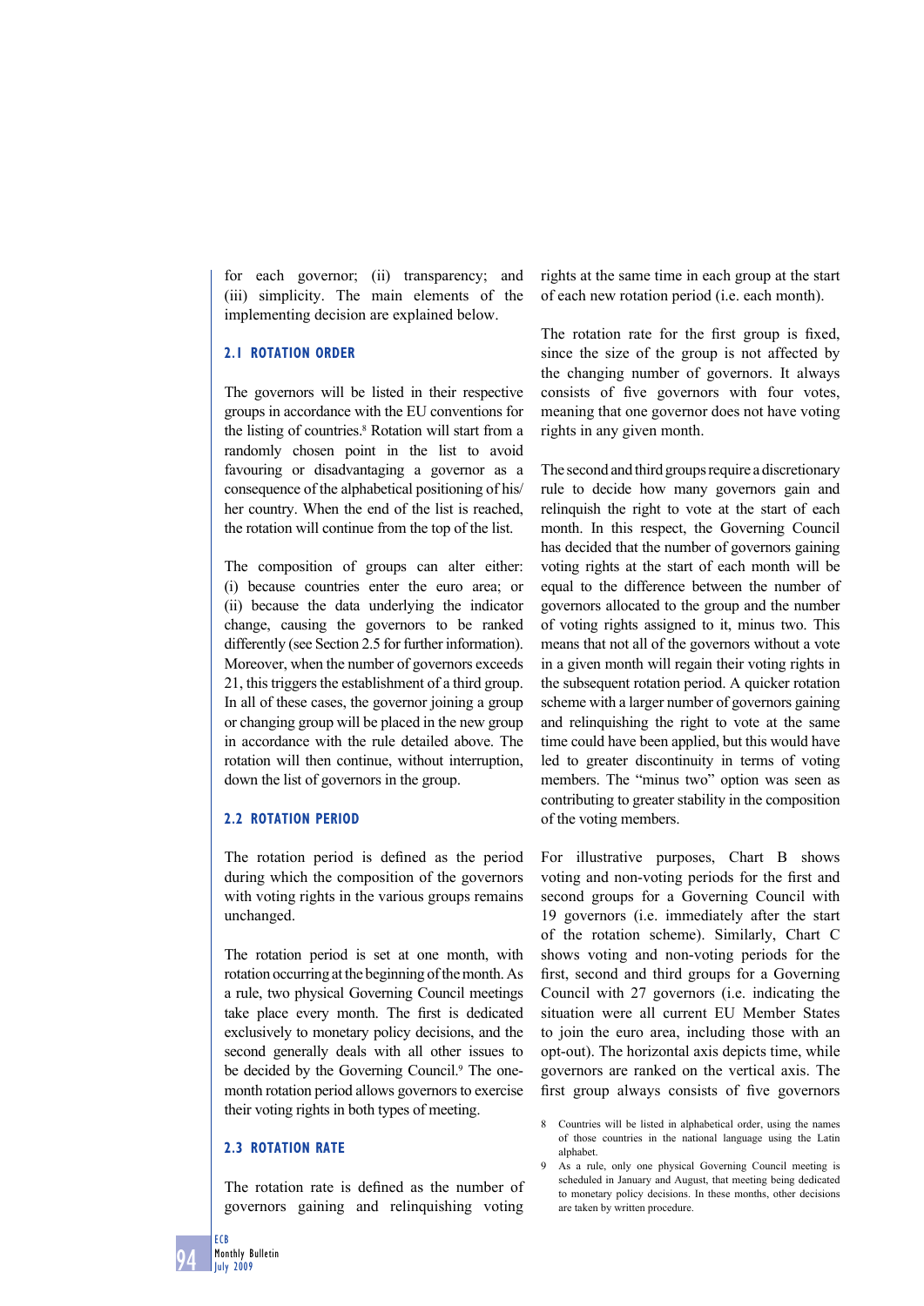for each governor; (ii) transparency; and (iii) simplicity. The main elements of the implementing decision are explained below.

### 2.1 ROTATION ORDER

The governors will be listed in their respective groups in accordance with the EU conventions for the listing of countries.[8] Rotation will start from a randomly chosen point in the list to avoid favouring or disadvantaging a governor as a consequence of the alphabetical positioning of his/her country. When the end of the list is reached, the rotation will continue from the top of the list.

The composition of groups can alter either: (i) because countries enter the euro area; or (ii) because the data underlying the indicator change, causing the governors to be ranked differently (see Section 2.5 for further information). Moreover, when the number of governors exceeds 21, this triggers the establishment of a third group. In all of these cases, the governor joining a group or changing group will be placed in the new group in accordance with the rule detailed above. The rotation will then continue, without interruption, down the list of governors in the group.

### 2.2 ROTATION PERIOD

The rotation period is defined as the period during which the composition of the governors with voting rights in the various groups remains unchanged.

The rotation period is set at one month, with rotation occurring at the beginning of the month. As a rule, two physical Governing Council meetings take place every month. The first is dedicated exclusively to monetary policy decisions, and the second generally deals with all other issues to be decided by the Governing Council.[9] The one-month rotation period allows governors to exercise their voting rights in both types of meeting.

### 2.3 ROTATION RATE

The rotation rate is defined as the number of governors gaining and relinquishing voting rights at the same time in each group at the start of each new rotation period (i.e. each month).

The rotation rate for the first group is fixed, since the size of the group is not affected by the changing number of governors. It always consists of five governors with four votes, meaning that one governor does not have voting rights in any given month.

The second and third groups require a discretionary rule to decide how many governors gain and relinquish the right to vote at the start of each month. In this respect, the Governing Council has decided that the number of governors gaining voting rights at the start of each month will be equal to the difference between the number of governors allocated to the group and the number of voting rights assigned to it, minus two. This means that not all of the governors without a vote in a given month will regain their voting rights in the subsequent rotation period. A quicker rotation scheme with a larger number of governors gaining and relinquishing the right to vote at the same time could have been applied, but this would have led to greater discontinuity in terms of voting members. The "minus two" option was seen as contributing to greater stability in the composition of the voting members.

For illustrative purposes, Chart B shows voting and non-voting periods for the first and second groups for a Governing Council with 19 governors (i.e. immediately after the start of the rotation scheme). Similarly, Chart C shows voting and non-voting periods for the first, second and third groups for a Governing Council with 27 governors (i.e. indicating the situation were all current EU Member States to join the euro area, including those with an opt-out). The horizontal axis depicts time, while governors are ranked on the vertical axis. The first group always consists of five governors

8 Countries will be listed in alphabetical order, using the names of those countries in the national language using the Latin alphabet.

9 As a rule, only one physical Governing Council meeting is scheduled in January and August, that meeting being dedicated to monetary policy decisions. In these months, other decisions are taken by written procedure.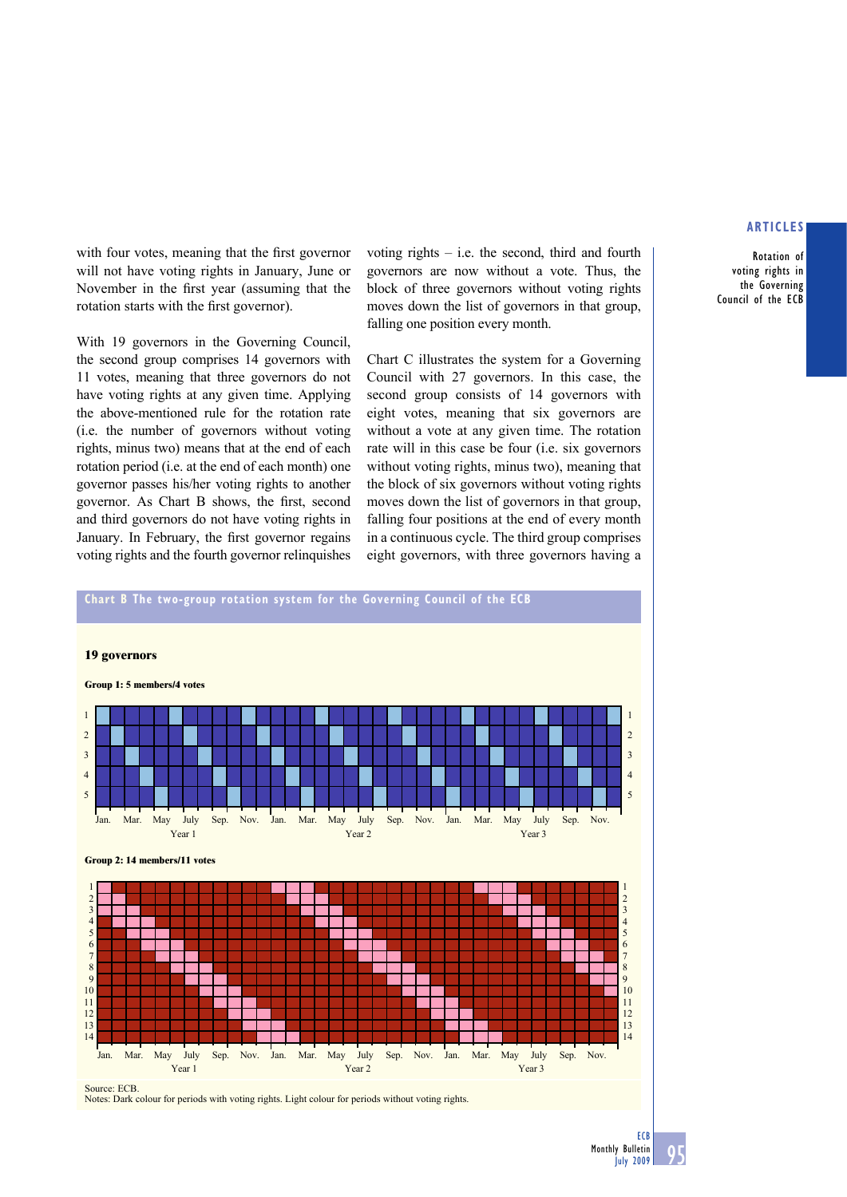with four votes, meaning that the first governor will not have voting rights in January, June or November in the first year (assuming that the rotation starts with the first governor).

With 19 governors in the Governing Council, the second group comprises 14 governors with 11 votes, meaning that three governors do not have voting rights at any given time. Applying the above-mentioned rule for the rotation rate (i.e. the number of governors without voting rights, minus two) means that at the end of each rotation period (i.e. at the end of each month) one governor passes his/her voting rights to another governor. As Chart B shows, the first, second and third governors do not have voting rights in January. In February, the first governor regains voting rights and the fourth governor relinquishes voting rights – i.e. the second, third and fourth governors are now without a vote. Thus, the block of three governors without voting rights moves down the list of governors in that group, falling one position every month.

Chart C illustrates the system for a Governing Council with 27 governors. In this case, the second group consists of 14 governors with eight votes, meaning that six governors are without a vote at any given time. The rotation rate will in this case be four (i.e. six governors without voting rights, minus two), meaning that the block of six governors without voting rights moves down the list of governors in that group, falling four positions at the end of every month in a continuous cycle. The third group comprises eight governors, with three governors having a

**Chart B The two-group rotation system for the Governing Council of the ECB**

**19 governors**

**Group 1: 5 members/4 votes**

**Group 2: 14 members/11 votes**

Source: ECB.
Notes: Dark colour for periods with voting rights. Light colour for periods without voting rights.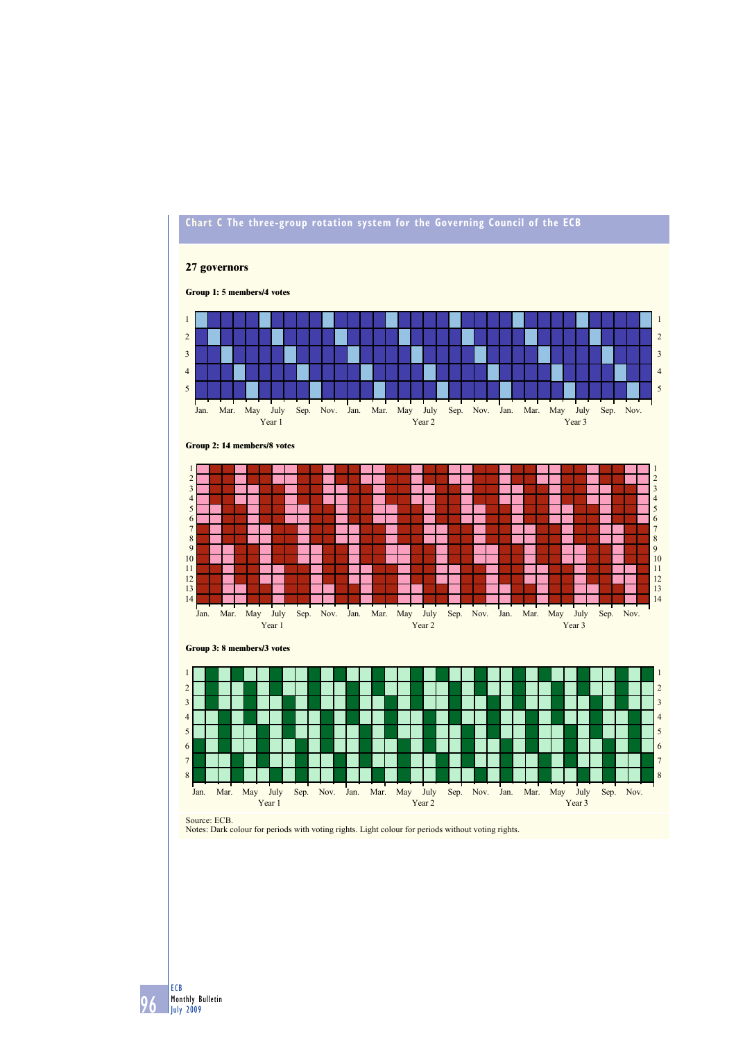**Chart C The three-group rotation system for the Governing Council of the ECB**

**27 governors**

**Group 1: 5 members/4 votes**

**Group 2: 14 members/8 votes**

**Group 3: 8 members/3 votes**

Source: ECB.
Notes: Dark colour for periods with voting rights. Light colour for periods without voting rights.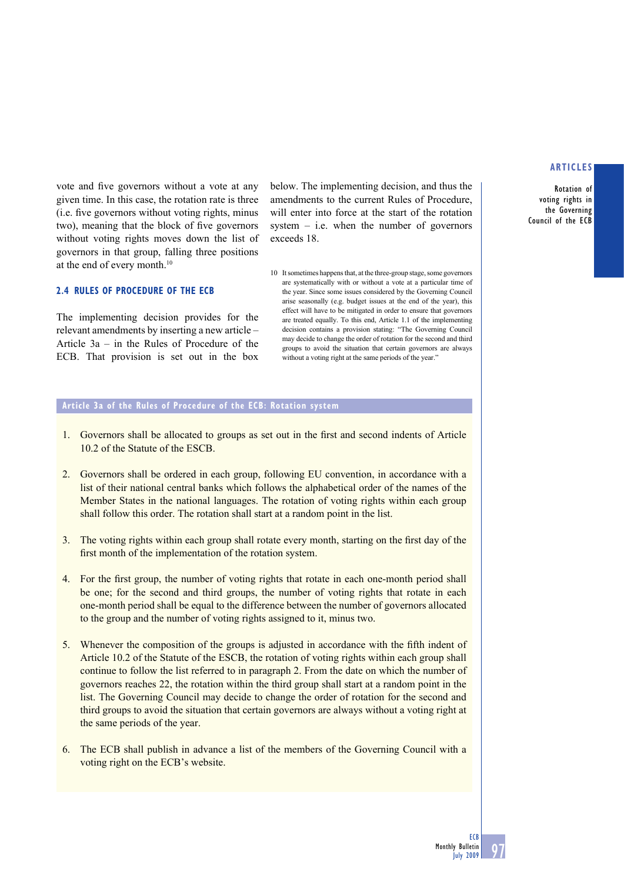vote and five governors without a vote at any given time. In this case, the rotation rate is three (i.e. five governors without voting rights, minus two), meaning that the block of five governors without voting rights moves down the list of governors in that group, falling three positions at the end of every month.[10]

### 2.4 RULES OF PROCEDURE OF THE ECB

The implementing decision provides for the relevant amendments by inserting a new article – Article 3a – in the Rules of Procedure of the ECB. That provision is set out in the box below. The implementing decision, and thus the amendments to the current Rules of Procedure, will enter into force at the start of the rotation system – i.e. when the number of governors exceeds 18.

10 It sometimes happens that, at the three-group stage, some governors are systematically with or without a vote at a particular time of the year. Since some issues considered by the Governing Council arise seasonally (e.g. budget issues at the end of the year), this effect will have to be mitigated in order to ensure that governors are treated equally. To this end, Article 1.1 of the implementing decision contains a provision stating: "The Governing Council may decide to change the order of rotation for the second and third groups to avoid the situation that certain governors are always without a voting right at the same periods of the year."

**Article 3a of the Rules of Procedure of the ECB: Rotation system**

1. Governors shall be allocated to groups as set out in the first and second indents of Article 10.2 of the Statute of the ESCB.

2. Governors shall be ordered in each group, following EU convention, in accordance with a list of their national central banks which follows the alphabetical order of the names of the Member States in the national languages. The rotation of voting rights within each group shall follow this order. The rotation shall start at a random point in the list.

3. The voting rights within each group shall rotate every month, starting on the first day of the first month of the implementation of the rotation system.

4. For the first group, the number of voting rights that rotate in each one-month period shall be one; for the second and third groups, the number of voting rights that rotate in each one-month period shall be equal to the difference between the number of governors allocated to the group and the number of voting rights assigned to it, minus two.

5. Whenever the composition of the groups is adjusted in accordance with the fifth indent of Article 10.2 of the Statute of the ESCB, the rotation of voting rights within each group shall continue to follow the list referred to in paragraph 2. From the date on which the number of governors reaches 22, the rotation within the third group shall start at a random point in the list. The Governing Council may decide to change the order of rotation for the second and third groups to avoid the situation that certain governors are always without a voting right at the same periods of the year.

6. The ECB shall publish in advance a list of the members of the Governing Council with a voting right on the ECB's website.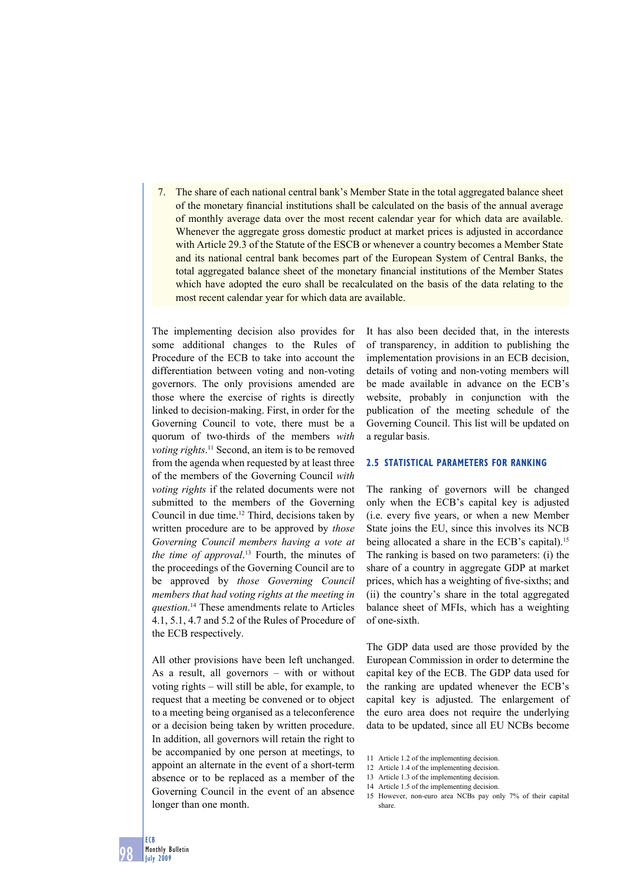7. The share of each national central bank's Member State in the total aggregated balance sheet of the monetary financial institutions shall be calculated on the basis of the annual average of monthly average data over the most recent calendar year for which data are available. Whenever the aggregate gross domestic product at market prices is adjusted in accordance with Article 29.3 of the Statute of the ESCB or whenever a country becomes a Member State and its national central bank becomes part of the European System of Central Banks, the total aggregated balance sheet of the monetary financial institutions of the Member States which have adopted the euro shall be recalculated on the basis of the data relating to the most recent calendar year for which data are available.

The implementing decision also provides for some additional changes to the Rules of Procedure of the ECB to take into account the differentiation between voting and non-voting governors. The only provisions amended are those where the exercise of rights is directly linked to decision-making. First, in order for the Governing Council to vote, there must be a quorum of two-thirds of the members *with voting rights*.[11] Second, an item is to be removed from the agenda when requested by at least three of the members of the Governing Council *with voting rights* if the related documents were not submitted to the members of the Governing Council in due time.[12] Third, decisions taken by written procedure are to be approved by *those Governing Council members having a vote at the time of approval*.[13] Fourth, the minutes of the proceedings of the Governing Council are to be approved by *those Governing Council members that had voting rights at the meeting in question*.[14] These amendments relate to Articles 4.1, 5.1, 4.7 and 5.2 of the Rules of Procedure of the ECB respectively.

All other provisions have been left unchanged. As a result, all governors – with or without voting rights – will still be able, for example, to request that a meeting be convened or to object to a meeting being organised as a teleconference or a decision being taken by written procedure. In addition, all governors will retain the right to be accompanied by one person at meetings, to appoint an alternate in the event of a short-term absence or to be replaced as a member of the Governing Council in the event of an absence longer than one month.

It has also been decided that, in the interests of transparency, in addition to publishing the implementation provisions in an ECB decision, details of voting and non-voting members will be made available in advance on the ECB's website, probably in conjunction with the publication of the meeting schedule of the Governing Council. This list will be updated on a regular basis.

## 2.5 STATISTICAL PARAMETERS FOR RANKING

The ranking of governors will be changed only when the ECB's capital key is adjusted (i.e. every five years, or when a new Member State joins the EU, since this involves its NCB being allocated a share in the ECB's capital).[15] The ranking is based on two parameters: (i) the share of a country in aggregate GDP at market prices, which has a weighting of five-sixths; and (ii) the country's share in the total aggregated balance sheet of MFIs, which has a weighting of one-sixth.

The GDP data used are those provided by the European Commission in order to determine the capital key of the ECB. The GDP data used for the ranking are updated whenever the ECB's capital key is adjusted. The enlargement of the euro area does not require the underlying data to be updated, since all EU NCBs become

11 Article 1.2 of the implementing decision.
12 Article 1.4 of the implementing decision.
13 Article 1.3 of the implementing decision.
14 Article 1.5 of the implementing decision.
15 However, non-euro area NCBs pay only 7% of their capital share.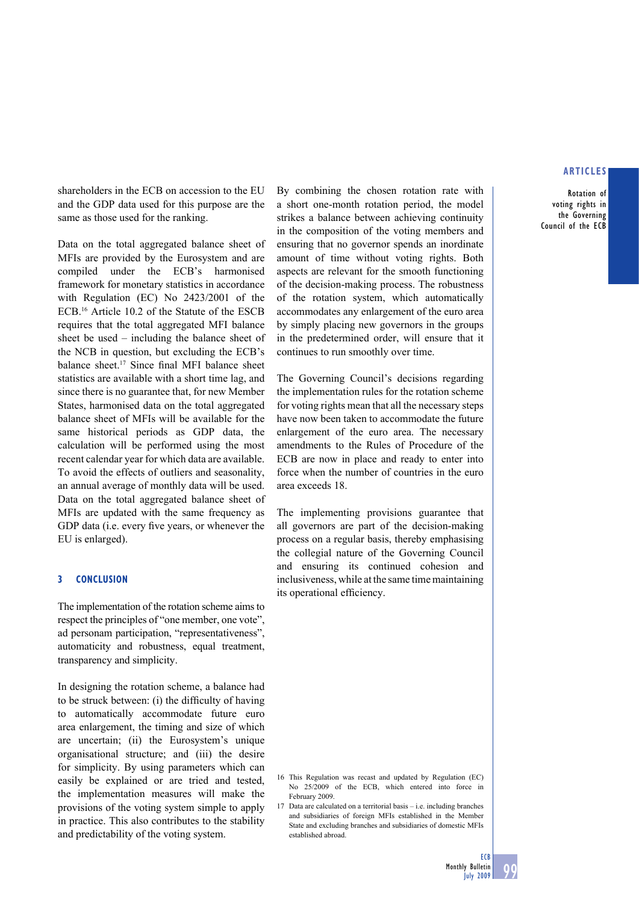shareholders in the ECB on accession to the EU and the GDP data used for this purpose are the same as those used for the ranking.

Data on the total aggregated balance sheet of MFIs are provided by the Eurosystem and are compiled under the ECB's harmonised framework for monetary statistics in accordance with Regulation (EC) No 2423/2001 of the ECB.[16] Article 10.2 of the Statute of the ESCB requires that the total aggregated MFI balance sheet be used – including the balance sheet of the NCB in question, but excluding the ECB's balance sheet.[17] Since final MFI balance sheet statistics are available with a short time lag, and since there is no guarantee that, for new Member States, harmonised data on the total aggregated balance sheet of MFIs will be available for the same historical periods as GDP data, the calculation will be performed using the most recent calendar year for which data are available. To avoid the effects of outliers and seasonality, an annual average of monthly data will be used. Data on the total aggregated balance sheet of MFIs are updated with the same frequency as GDP data (i.e. every five years, or whenever the EU is enlarged).

## 3 CONCLUSION

The implementation of the rotation scheme aims to respect the principles of "one member, one vote", ad personam participation, "representativeness", automaticity and robustness, equal treatment, transparency and simplicity.

In designing the rotation scheme, a balance had to be struck between: (i) the difficulty of having to automatically accommodate future euro area enlargement, the timing and size of which are uncertain; (ii) the Eurosystem's unique organisational structure; and (iii) the desire for simplicity. By using parameters which can easily be explained or are tried and tested, the implementation measures will make the provisions of the voting system simple to apply in practice. This also contributes to the stability and predictability of the voting system.

By combining the chosen rotation rate with a short one-month rotation period, the model strikes a balance between achieving continuity in the composition of the voting members and ensuring that no governor spends an inordinate amount of time without voting rights. Both aspects are relevant for the smooth functioning of the decision-making process. The robustness of the rotation system, which automatically accommodates any enlargement of the euro area by simply placing new governors in the groups in the predetermined order, will ensure that it continues to run smoothly over time.

The Governing Council's decisions regarding the implementation rules for the rotation scheme for voting rights mean that all the necessary steps have now been taken to accommodate the future enlargement of the euro area. The necessary amendments to the Rules of Procedure of the ECB are now in place and ready to enter into force when the number of countries in the euro area exceeds 18.

The implementing provisions guarantee that all governors are part of the decision-making process on a regular basis, thereby emphasising the collegial nature of the Governing Council and ensuring its continued cohesion and inclusiveness, while at the same time maintaining its operational efficiency.

16 This Regulation was recast and updated by Regulation (EC) No 25/2009 of the ECB, which entered into force in February 2009.

17 Data are calculated on a territorial basis – i.e. including branches and subsidiaries of foreign MFIs established in the Member State and excluding branches and subsidiaries of domestic MFIs established abroad.